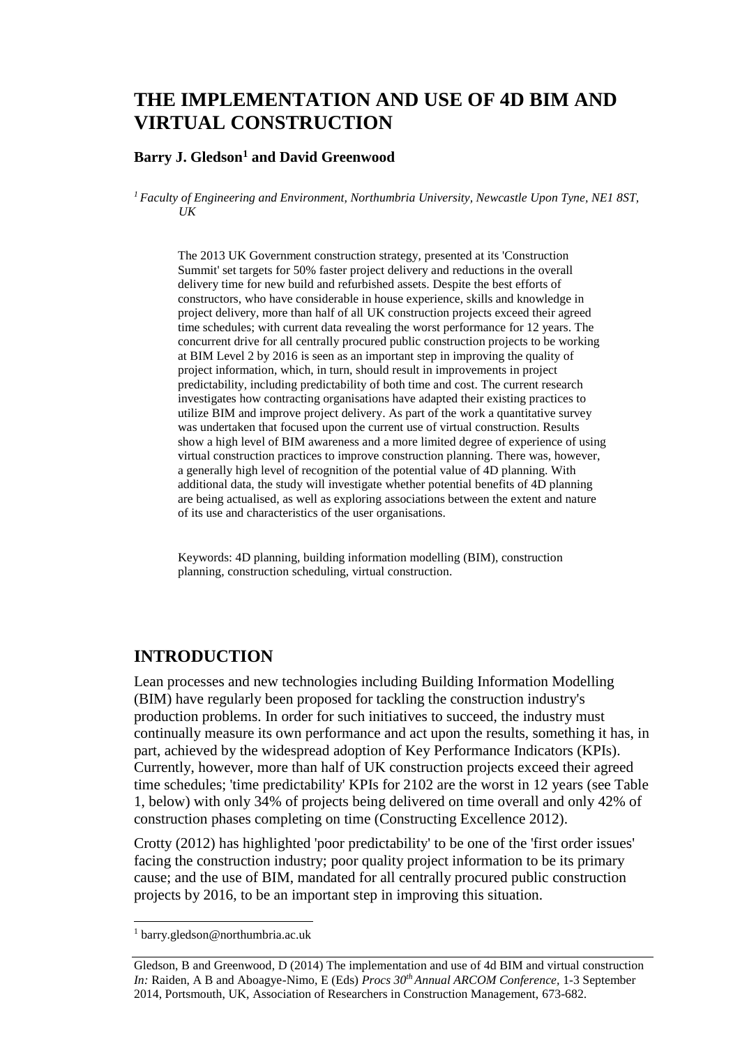# THE IMPLEMENTATION AND USE OF 4D BIM AND VIRTUAL CONSTRUCTION

**Barry J. Gledson[1] and David Greenwood**

*[1] Faculty of Engineering and Environment, Northumbria University, Newcastle Upon Tyne, NE1 8ST, UK*

The 2013 UK Government construction strategy, presented at its 'Construction Summit' set targets for 50% faster project delivery and reductions in the overall delivery time for new build and refurbished assets. Despite the best efforts of constructors, who have considerable in house experience, skills and knowledge in project delivery, more than half of all UK construction projects exceed their agreed time schedules; with current data revealing the worst performance for 12 years. The concurrent drive for all centrally procured public construction projects to be working at BIM Level 2 by 2016 is seen as an important step in improving the quality of project information, which, in turn, should result in improvements in project predictability, including predictability of both time and cost. The current research investigates how contracting organisations have adapted their existing practices to utilize BIM and improve project delivery. As part of the work a quantitative survey was undertaken that focused upon the current use of virtual construction. Results show a high level of BIM awareness and a more limited degree of experience of using virtual construction practices to improve construction planning. There was, however, a generally high level of recognition of the potential value of 4D planning. With additional data, the study will investigate whether potential benefits of 4D planning are being actualised, as well as exploring associations between the extent and nature of its use and characteristics of the user organisations.

Keywords: 4D planning, building information modelling (BIM), construction planning, construction scheduling, virtual construction.

## INTRODUCTION

Lean processes and new technologies including Building Information Modelling (BIM) have regularly been proposed for tackling the construction industry's production problems. In order for such initiatives to succeed, the industry must continually measure its own performance and act upon the results, something it has, in part, achieved by the widespread adoption of Key Performance Indicators (KPIs). Currently, however, more than half of UK construction projects exceed their agreed time schedules; 'time predictability' KPIs for 2102 are the worst in 12 years (see Table 1, below) with only 34% of projects being delivered on time overall and only 42% of construction phases completing on time (Constructing Excellence 2012).

Crotty (2012) has highlighted 'poor predictability' to be one of the 'first order issues' facing the construction industry; poor quality project information to be its primary cause; and the use of BIM, mandated for all centrally procured public construction projects by 2016, to be an important step in improving this situation.

[1] barry.gledson@northumbria.ac.uk

Gledson, B and Greenwood, D (2014) The implementation and use of 4d BIM and virtual construction *In:* Raiden, A B and Aboagye-Nimo, E (Eds) *Procs 30th Annual ARCOM Conference,* 1-3 September 2014, Portsmouth, UK, Association of Researchers in Construction Management, 673-682.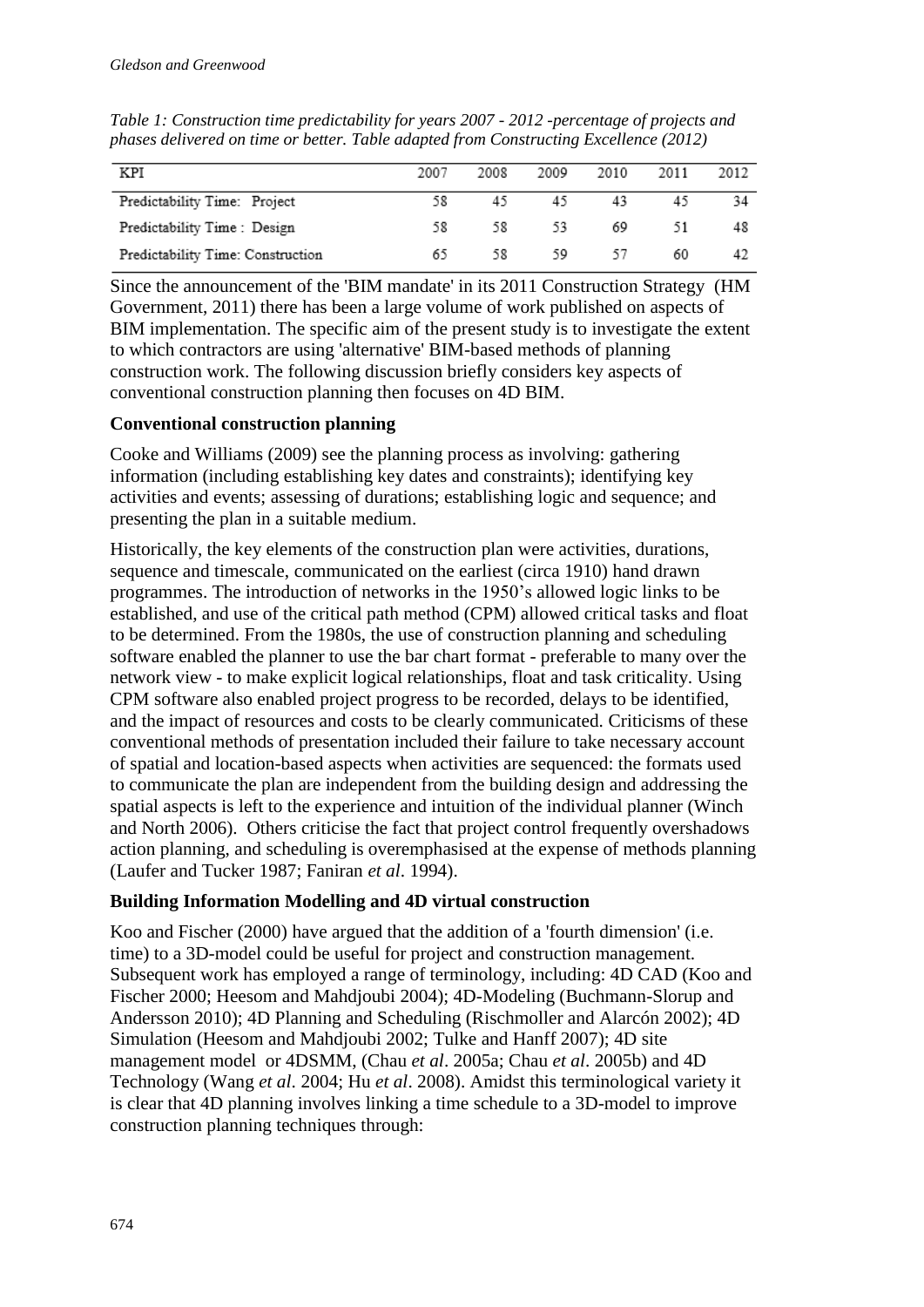*Table 1: Construction time predictability for years 2007 - 2012 -percentage of projects and phases delivered on time or better. Table adapted from Constructing Excellence (2012)*

| KPI | 2007 | 2008 | 2009 | 2010 | 2011 | 2012 |
|---|---|---|---|---|---|---|
| Predictability Time: Project | 58 | 45 | 45 | 43 | 45 | 34 |
| Predictability Time : Design | 58 | 58 | 53 | 69 | 51 | 48 |
| Predictability Time: Construction | 65 | 58 | 59 | 57 | 60 | 42 |

Since the announcement of the 'BIM mandate' in its 2011 Construction Strategy (HM Government, 2011) there has been a large volume of work published on aspects of BIM implementation. The specific aim of the present study is to investigate the extent to which contractors are using 'alternative' BIM-based methods of planning construction work. The following discussion briefly considers key aspects of conventional construction planning then focuses on 4D BIM.

## Conventional construction planning

Cooke and Williams (2009) see the planning process as involving: gathering information (including establishing key dates and constraints); identifying key activities and events; assessing of durations; establishing logic and sequence; and presenting the plan in a suitable medium.

Historically, the key elements of the construction plan were activities, durations, sequence and timescale, communicated on the earliest (circa 1910) hand drawn programmes. The introduction of networks in the 1950's allowed logic links to be established, and use of the critical path method (CPM) allowed critical tasks and float to be determined. From the 1980s, the use of construction planning and scheduling software enabled the planner to use the bar chart format - preferable to many over the network view - to make explicit logical relationships, float and task criticality. Using CPM software also enabled project progress to be recorded, delays to be identified, and the impact of resources and costs to be clearly communicated. Criticisms of these conventional methods of presentation included their failure to take necessary account of spatial and location-based aspects when activities are sequenced: the formats used to communicate the plan are independent from the building design and addressing the spatial aspects is left to the experience and intuition of the individual planner (Winch and North 2006). Others criticise the fact that project control frequently overshadows action planning, and scheduling is overemphasised at the expense of methods planning (Laufer and Tucker 1987; Faniran *et al*. 1994).

## Building Information Modelling and 4D virtual construction

Koo and Fischer (2000) have argued that the addition of a 'fourth dimension' (i.e. time) to a 3D-model could be useful for project and construction management. Subsequent work has employed a range of terminology, including: 4D CAD (Koo and Fischer 2000; Heesom and Mahdjoubi 2004); 4D-Modeling (Buchmann-Slorup and Andersson 2010); 4D Planning and Scheduling (Rischmoller and Alarcón 2002); 4D Simulation (Heesom and Mahdjoubi 2002; Tulke and Hanff 2007); 4D site management model or 4DSMM, (Chau *et al*. 2005a; Chau *et al*. 2005b) and 4D Technology (Wang *et al*. 2004; Hu *et al*. 2008). Amidst this terminological variety it is clear that 4D planning involves linking a time schedule to a 3D-model to improve construction planning techniques through: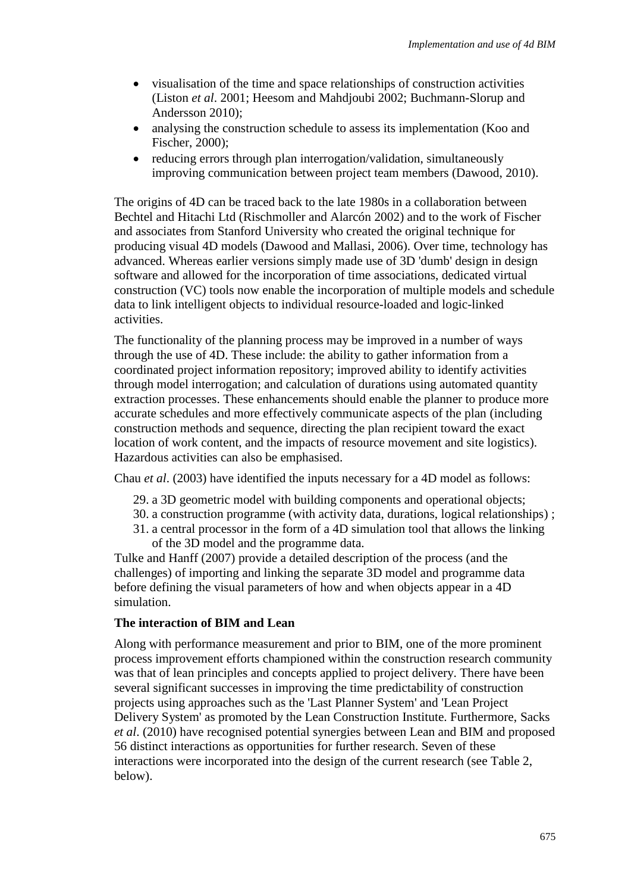- visualisation of the time and space relationships of construction activities (Liston *et al*. 2001; Heesom and Mahdjoubi 2002; Buchmann-Slorup and Andersson 2010);
- analysing the construction schedule to assess its implementation (Koo and Fischer, 2000);
- reducing errors through plan interrogation/validation, simultaneously improving communication between project team members (Dawood, 2010).

The origins of 4D can be traced back to the late 1980s in a collaboration between Bechtel and Hitachi Ltd (Rischmoller and Alarcón 2002) and to the work of Fischer and associates from Stanford University who created the original technique for producing visual 4D models (Dawood and Mallasi, 2006). Over time, technology has advanced. Whereas earlier versions simply made use of 3D 'dumb' design in design software and allowed for the incorporation of time associations, dedicated virtual construction (VC) tools now enable the incorporation of multiple models and schedule data to link intelligent objects to individual resource-loaded and logic-linked activities.

The functionality of the planning process may be improved in a number of ways through the use of 4D. These include: the ability to gather information from a coordinated project information repository; improved ability to identify activities through model interrogation; and calculation of durations using automated quantity extraction processes. These enhancements should enable the planner to produce more accurate schedules and more effectively communicate aspects of the plan (including construction methods and sequence, directing the plan recipient toward the exact location of work content, and the impacts of resource movement and site logistics). Hazardous activities can also be emphasised.

Chau *et al*. (2003) have identified the inputs necessary for a 4D model as follows:

29. a 3D geometric model with building components and operational objects;
30. a construction programme (with activity data, durations, logical relationships) ;
31. a central processor in the form of a 4D simulation tool that allows the linking of the 3D model and the programme data.

Tulke and Hanff (2007) provide a detailed description of the process (and the challenges) of importing and linking the separate 3D model and programme data before defining the visual parameters of how and when objects appear in a 4D simulation.

**The interaction of BIM and Lean**

Along with performance measurement and prior to BIM, one of the more prominent process improvement efforts championed within the construction research community was that of lean principles and concepts applied to project delivery. There have been several significant successes in improving the time predictability of construction projects using approaches such as the 'Last Planner System' and 'Lean Project Delivery System' as promoted by the Lean Construction Institute. Furthermore, Sacks *et al*. (2010) have recognised potential synergies between Lean and BIM and proposed 56 distinct interactions as opportunities for further research. Seven of these interactions were incorporated into the design of the current research (see Table 2, below).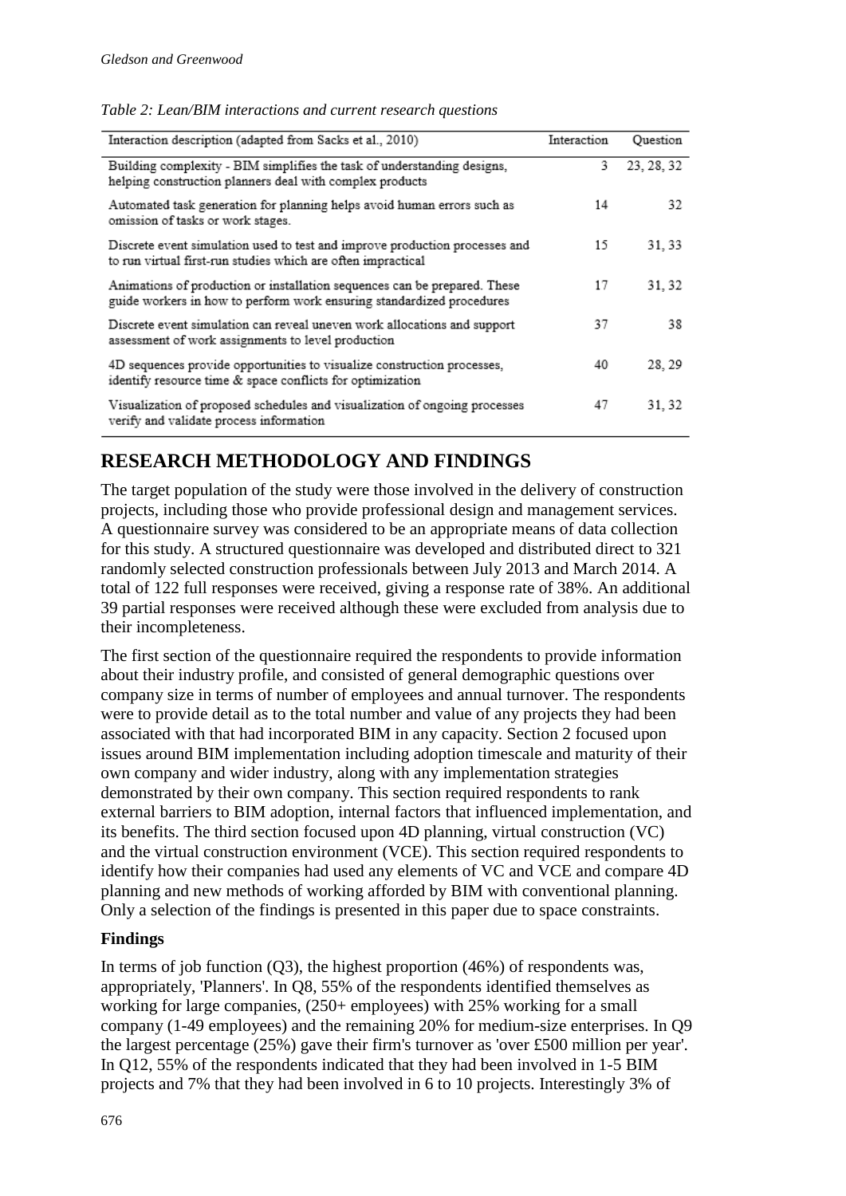*Table 2: Lean/BIM interactions and current research questions*

| Interaction description (adapted from Sacks et al., 2010) | Interaction | Question |
|---|---|---|
| Building complexity - BIM simplifies the task of understanding designs, helping construction planners deal with complex products | 3 | 23, 28, 32 |
| Automated task generation for planning helps avoid human errors such as omission of tasks or work stages. | 14 | 32 |
| Discrete event simulation used to test and improve production processes and to run virtual first-run studies which are often impractical | 15 | 31, 33 |
| Animations of production or installation sequences can be prepared. These guide workers in how to perform work ensuring standardized procedures | 17 | 31, 32 |
| Discrete event simulation can reveal uneven work allocations and support assessment of work assignments to level production | 37 | 38 |
| 4D sequences provide opportunities to visualize construction processes, identify resource time & space conflicts for optimization | 40 | 28, 29 |
| Visualization of proposed schedules and visualization of ongoing processes verify and validate process information | 47 | 31, 32 |

## RESEARCH METHODOLOGY AND FINDINGS

The target population of the study were those involved in the delivery of construction projects, including those who provide professional design and management services. A questionnaire survey was considered to be an appropriate means of data collection for this study. A structured questionnaire was developed and distributed direct to 321 randomly selected construction professionals between July 2013 and March 2014. A total of 122 full responses were received, giving a response rate of 38%. An additional 39 partial responses were received although these were excluded from analysis due to their incompleteness.

The first section of the questionnaire required the respondents to provide information about their industry profile, and consisted of general demographic questions over company size in terms of number of employees and annual turnover. The respondents were to provide detail as to the total number and value of any projects they had been associated with that had incorporated BIM in any capacity. Section 2 focused upon issues around BIM implementation including adoption timescale and maturity of their own company and wider industry, along with any implementation strategies demonstrated by their own company. This section required respondents to rank external barriers to BIM adoption, internal factors that influenced implementation, and its benefits. The third section focused upon 4D planning, virtual construction (VC) and the virtual construction environment (VCE). This section required respondents to identify how their companies had used any elements of VC and VCE and compare 4D planning and new methods of working afforded by BIM with conventional planning. Only a selection of the findings is presented in this paper due to space constraints.

### Findings

In terms of job function (Q3), the highest proportion (46%) of respondents was, appropriately, 'Planners'. In Q8, 55% of the respondents identified themselves as working for large companies, (250+ employees) with 25% working for a small company (1-49 employees) and the remaining 20% for medium-size enterprises. In Q9 the largest percentage (25%) gave their firm's turnover as 'over £500 million per year'. In Q12, 55% of the respondents indicated that they had been involved in 1-5 BIM projects and 7% that they had been involved in 6 to 10 projects. Interestingly 3% of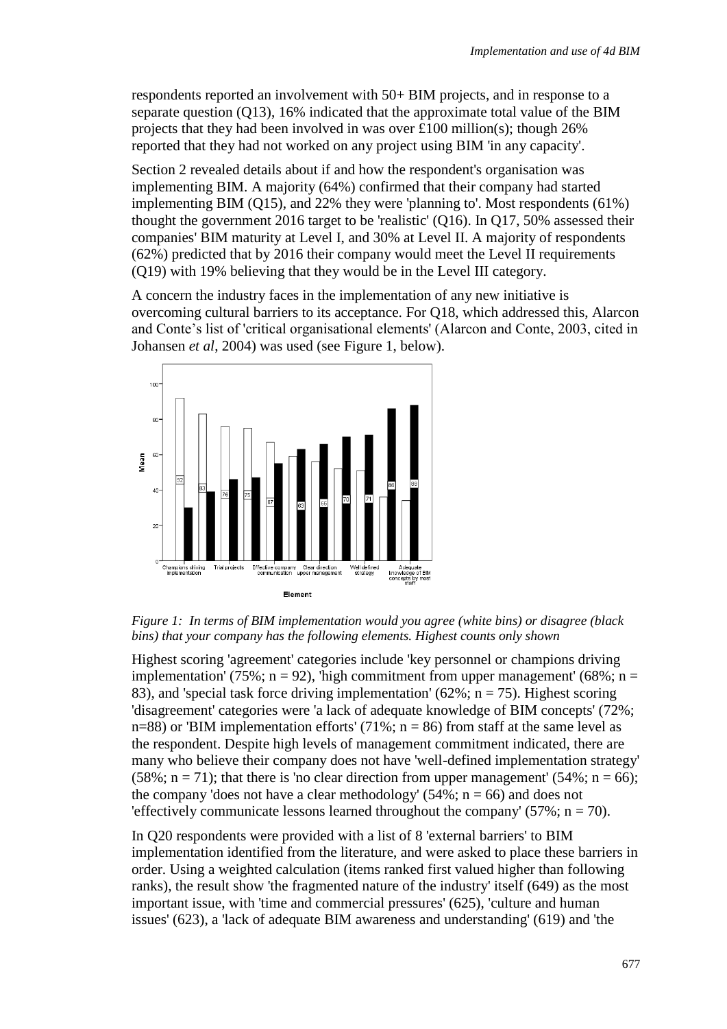respondents reported an involvement with 50+ BIM projects, and in response to a separate question (Q13), 16% indicated that the approximate total value of the BIM projects that they had been involved in was over £100 million(s); though 26% reported that they had not worked on any project using BIM 'in any capacity'.

Section 2 revealed details about if and how the respondent's organisation was implementing BIM. A majority (64%) confirmed that their company had started implementing BIM (Q15), and 22% they were 'planning to'. Most respondents (61%) thought the government 2016 target to be 'realistic' (Q16). In Q17, 50% assessed their companies' BIM maturity at Level I, and 30% at Level II. A majority of respondents (62%) predicted that by 2016 their company would meet the Level II requirements (Q19) with 19% believing that they would be in the Level III category.

A concern the industry faces in the implementation of any new initiative is overcoming cultural barriers to its acceptance. For Q18, which addressed this, Alarcon and Conte's list of 'critical organisational elements' (Alarcon and Conte, 2003, cited in Johansen *et al*, 2004) was used (see Figure 1, below).

Mean

0
20
40
60
80
100

92 30
83 39
76 46
75 47
67 55
59 63
56 66
52 70
51 71
36 86
34 88

Champions driving implementation
Trial projects
Effective company communication
Clear direction upper management
Well defined strategy
Adequate knowledge of BIM concepts by most staff

Element

*Figure 1: In terms of BIM implementation would you agree (white bins) or disagree (black bins) that your company has the following elements. Highest counts only shown*

Highest scoring 'agreement' categories include 'key personnel or champions driving implementation' (75%; n = 92), 'high commitment from upper management' (68%; n = 83), and 'special task force driving implementation' (62%; n = 75). Highest scoring 'disagreement' categories were 'a lack of adequate knowledge of BIM concepts' (72%; n=88) or 'BIM implementation efforts' (71%; n = 86) from staff at the same level as the respondent. Despite high levels of management commitment indicated, there are many who believe their company does not have 'well-defined implementation strategy' (58%; n = 71); that there is 'no clear direction from upper management' (54%; n = 66); the company 'does not have a clear methodology' (54%; n = 66) and does not 'effectively communicate lessons learned throughout the company' (57%; n = 70).

In Q20 respondents were provided with a list of 8 'external barriers' to BIM implementation identified from the literature, and were asked to place these barriers in order. Using a weighted calculation (items ranked first valued higher than following ranks), the result show 'the fragmented nature of the industry' itself (649) as the most important issue, with 'time and commercial pressures' (625), 'culture and human issues' (623), a 'lack of adequate BIM awareness and understanding' (619) and 'the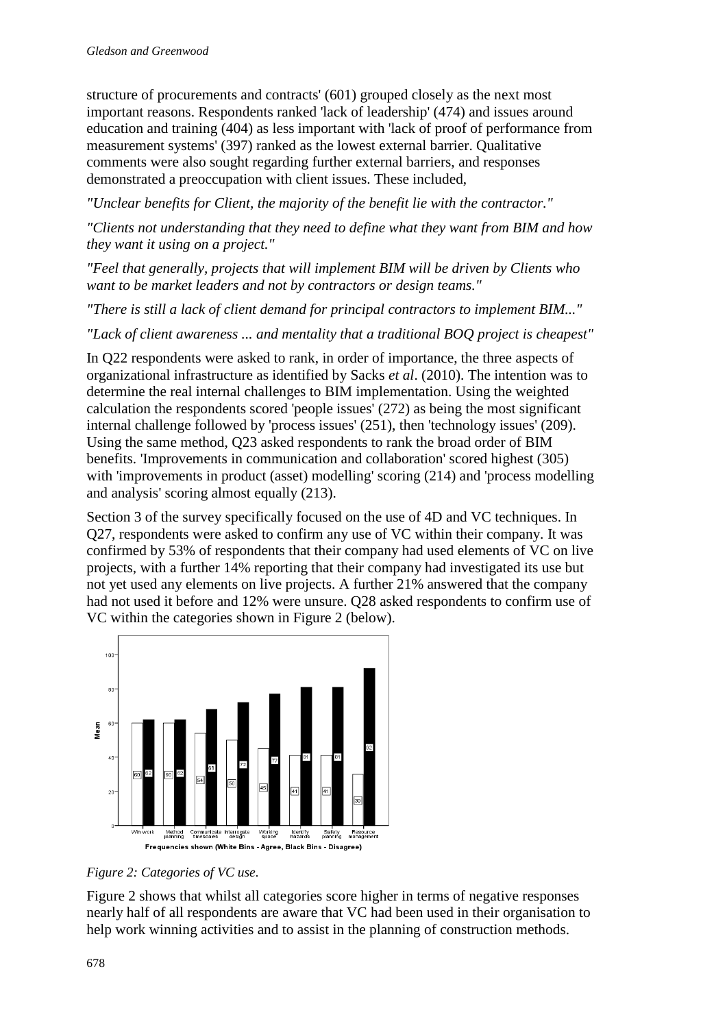structure of procurements and contracts' (601) grouped closely as the next most important reasons. Respondents ranked 'lack of leadership' (474) and issues around education and training (404) as less important with 'lack of proof of performance from measurement systems' (397) ranked as the lowest external barrier. Qualitative comments were also sought regarding further external barriers, and responses demonstrated a preoccupation with client issues. These included,

*"Unclear benefits for Client, the majority of the benefit lie with the contractor."*

*"Clients not understanding that they need to define what they want from BIM and how they want it using on a project."*

*"Feel that generally, projects that will implement BIM will be driven by Clients who want to be market leaders and not by contractors or design teams."*

*"There is still a lack of client demand for principal contractors to implement BIM..."*

*"Lack of client awareness ... and mentality that a traditional BOQ project is cheapest"*

In Q22 respondents were asked to rank, in order of importance, the three aspects of organizational infrastructure as identified by Sacks *et al*. (2010). The intention was to determine the real internal challenges to BIM implementation. Using the weighted calculation the respondents scored 'people issues' (272) as being the most significant internal challenge followed by 'process issues' (251), then 'technology issues' (209). Using the same method, Q23 asked respondents to rank the broad order of BIM benefits. 'Improvements in communication and collaboration' scored highest (305) with 'improvements in product (asset) modelling' scoring (214) and 'process modelling and analysis' scoring almost equally (213).

Section 3 of the survey specifically focused on the use of 4D and VC techniques. In Q27, respondents were asked to confirm any use of VC within their company. It was confirmed by 53% of respondents that their company had used elements of VC on live projects, with a further 14% reporting that their company had investigated its use but not yet used any elements on live projects. A further 21% answered that the company had not used it before and 12% were unsure. Q28 asked respondents to confirm use of VC within the categories shown in Figure 2 (below).

Mean
100
80
60
40
20
0
60 62
60 62
54 68
50 72
45 77
41 81
41 81
30 92
Win work
Method planning
Communicate timescales
Interrogate design
Working space
Identify hazards
Safety planning
Resource management
Frequencies shown (White Bins - Agree, Black Bins - Disagree)

*Figure 2: Categories of VC use.*

Figure 2 shows that whilst all categories score higher in terms of negative responses nearly half of all respondents are aware that VC had been used in their organisation to help work winning activities and to assist in the planning of construction methods.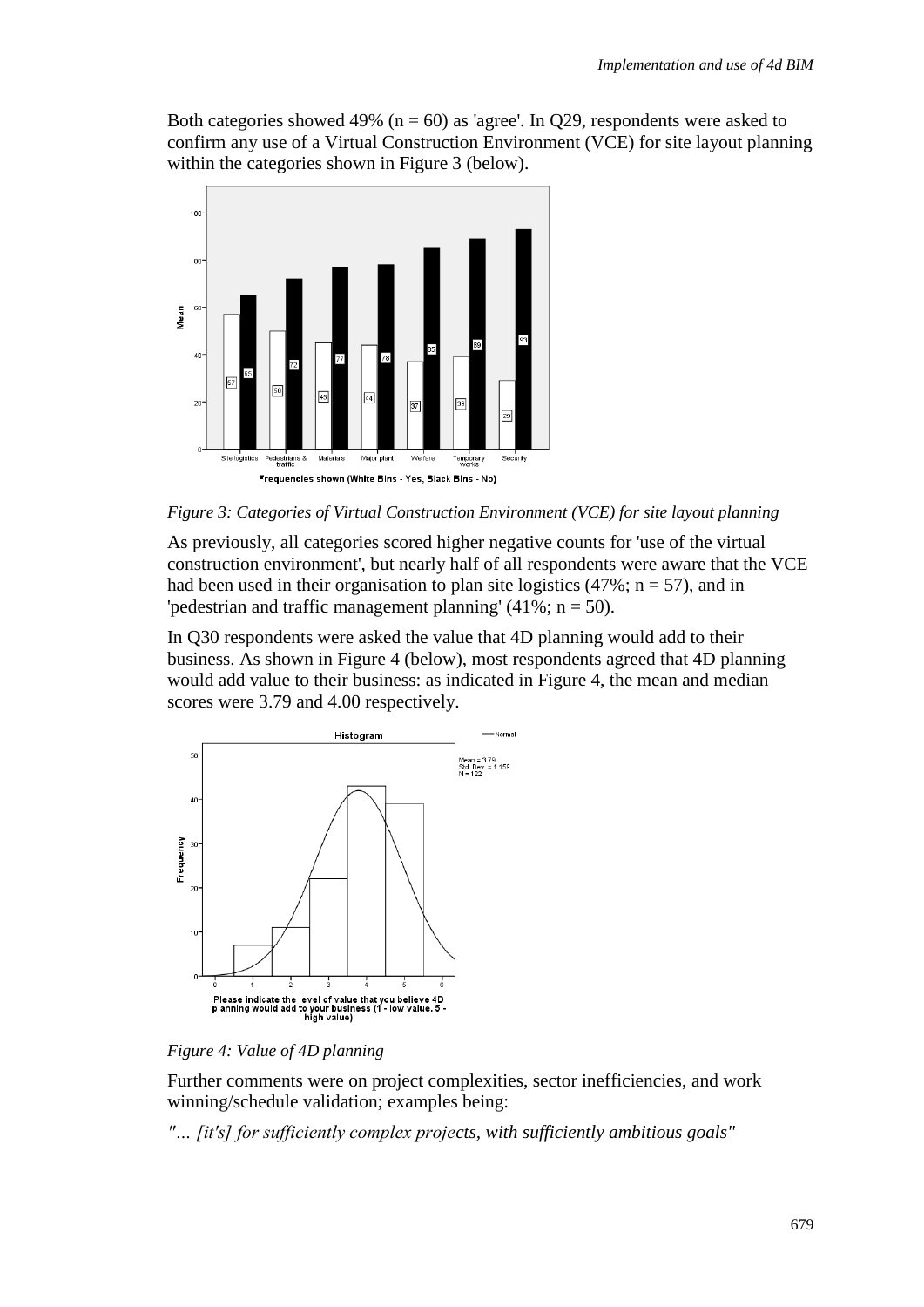Both categories showed 49% (n = 60) as 'agree'. In Q29, respondents were asked to confirm any use of a Virtual Construction Environment (VCE) for site layout planning within the categories shown in Figure 3 (below).

Mean

100
80
60
40
20
0

57 65
50 72
45 77
44 78
37 85
39 89
29 93

Site logistics
Pedestrians & traffic
Materials
Major plant
Welfare
Temporary works
Security

Frequencies shown (White Bins - Yes, Black Bins - No)

*Figure 3: Categories of Virtual Construction Environment (VCE) for site layout planning*

As previously, all categories scored higher negative counts for 'use of the virtual construction environment', but nearly half of all respondents were aware that the VCE had been used in their organisation to plan site logistics (47%; n = 57), and in 'pedestrian and traffic management planning' (41%; n = 50).

In Q30 respondents were asked the value that 4D planning would add to their business. As shown in Figure 4 (below), most respondents agreed that 4D planning would add value to their business: as indicated in Figure 4, the mean and median scores were 3.79 and 4.00 respectively.

Histogram

Normal

Mean = 3.79
Std. Dev. = 1.159
N = 122

Frequency

50
40
30
20
10
0

0 1 2 3 4 5 6

Please indicate the level of value that you believe 4D planning would add to your business (1 - low value, 5 - high value)

*Figure 4: Value of 4D planning*

Further comments were on project complexities, sector inefficiencies, and work winning/schedule validation; examples being:

*"... [it's] for sufficiently complex projects, with sufficiently ambitious goals"*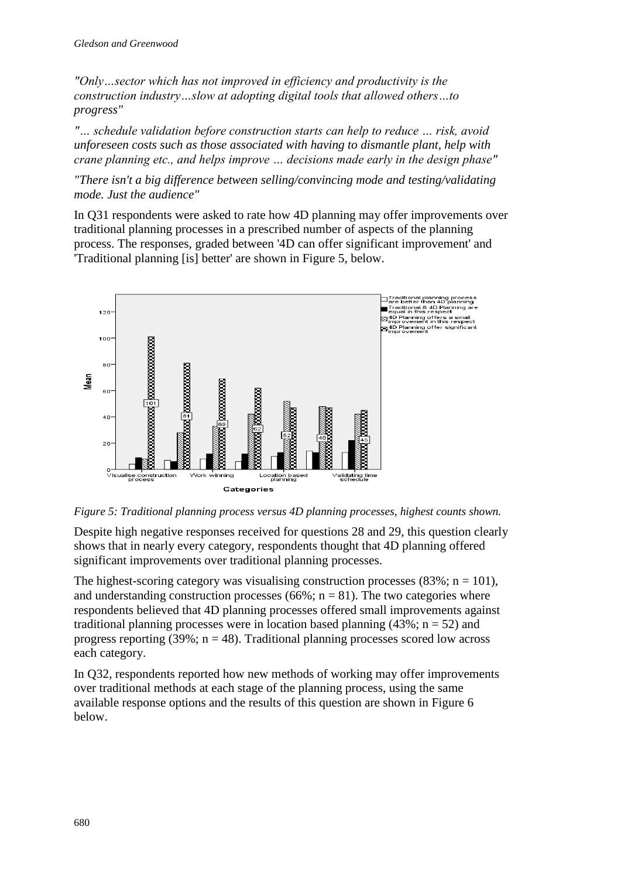*"Only…sector which has not improved in efficiency and productivity is the construction industry…slow at adopting digital tools that allowed others…to progress"*

*"… schedule validation before construction starts can help to reduce … risk, avoid unforeseen costs such as those associated with having to dismantle plant, help with crane planning etc., and helps improve … decisions made early in the design phase"*

*"There isn't a big difference between selling/convincing mode and testing/validating mode. Just the audience"*

In Q31 respondents were asked to rate how 4D planning may offer improvements over traditional planning processes in a prescribed number of aspects of the planning process. The responses, graded between '4D can offer significant improvement' and 'Traditional planning [is] better' are shown in Figure 5, below.

Traditional planning process are better than 4D planning
Traditional & 4D Planning are equal in this respect
4D Planning offers a small improvement in this respect
4D Planning offer significant improvement

Mean

0
20
40
60
80
100
120

101
81
69
62
52
48
45

Visualise construction process
Work winning
Location based planning
Validating time schedule

Categories

*Figure 5: Traditional planning process versus 4D planning processes, highest counts shown.*

Despite high negative responses received for questions 28 and 29, this question clearly shows that in nearly every category, respondents thought that 4D planning offered significant improvements over traditional planning processes.

The highest-scoring category was visualising construction processes (83%; n = 101), and understanding construction processes (66%; n = 81). The two categories where respondents believed that 4D planning processes offered small improvements against traditional planning processes were in location based planning (43%; n = 52) and progress reporting (39%; n = 48). Traditional planning processes scored low across each category.

In Q32, respondents reported how new methods of working may offer improvements over traditional methods at each stage of the planning process, using the same available response options and the results of this question are shown in Figure 6 below.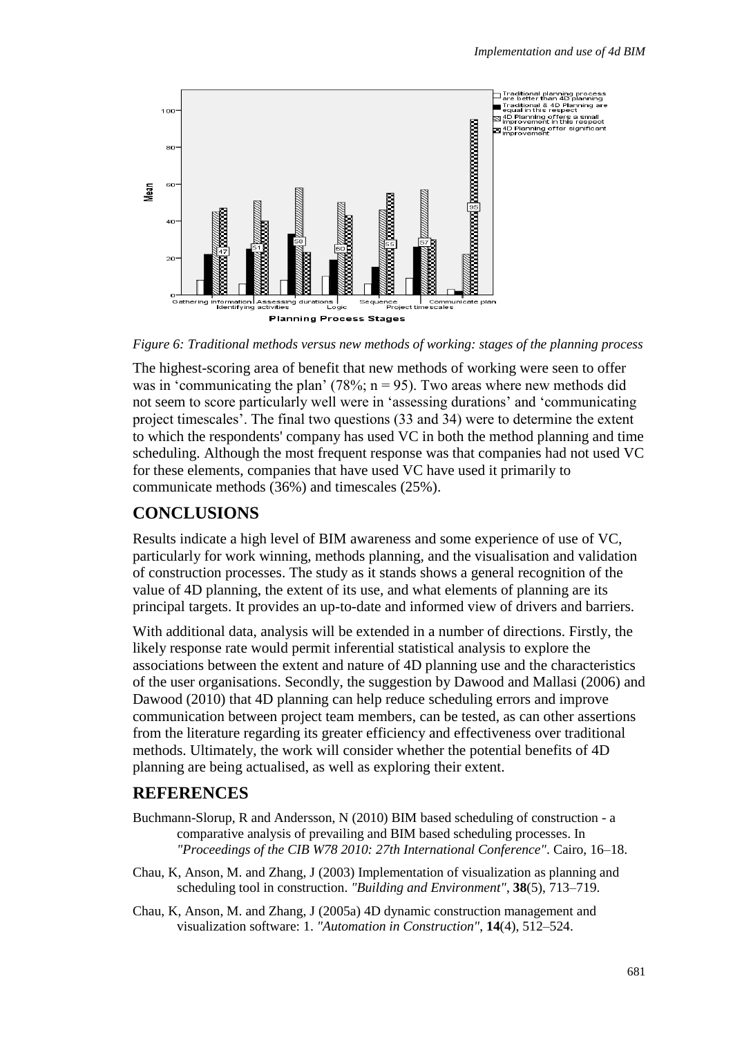Mean

100

80

60

40

20

0

47

51

58

50

55

57

95

Gathering information
Identifying activities
Assessing durations
Logic
Sequence
Project timescales
Communicate plan

Planning Process Stages

Traditional planning process are better than 4D planning
Traditional & 4D Planning are equal in this respect
4D Planning offers a small improvement in this respect
4D Planning offer significant improvement

*Figure 6: Traditional methods versus new methods of working: stages of the planning process*

The highest-scoring area of benefit that new methods of working were seen to offer was in 'communicating the plan' (78%; n = 95). Two areas where new methods did not seem to score particularly well were in 'assessing durations' and 'communicating project timescales'. The final two questions (33 and 34) were to determine the extent to which the respondents' company has used VC in both the method planning and time scheduling. Although the most frequent response was that companies had not used VC for these elements, companies that have used VC have used it primarily to communicate methods (36%) and timescales (25%).

## CONCLUSIONS

Results indicate a high level of BIM awareness and some experience of use of VC, particularly for work winning, methods planning, and the visualisation and validation of construction processes. The study as it stands shows a general recognition of the value of 4D planning, the extent of its use, and what elements of planning are its principal targets. It provides an up-to-date and informed view of drivers and barriers.

With additional data, analysis will be extended in a number of directions. Firstly, the likely response rate would permit inferential statistical analysis to explore the associations between the extent and nature of 4D planning use and the characteristics of the user organisations. Secondly, the suggestion by Dawood and Mallasi (2006) and Dawood (2010) that 4D planning can help reduce scheduling errors and improve communication between project team members, can be tested, as can other assertions from the literature regarding its greater efficiency and effectiveness over traditional methods. Ultimately, the work will consider whether the potential benefits of 4D planning are being actualised, as well as exploring their extent.

## REFERENCES

Buchmann-Slorup, R and Andersson, N (2010) BIM based scheduling of construction - a comparative analysis of prevailing and BIM based scheduling processes. In *"Proceedings of the CIB W78 2010: 27th International Conference"*. Cairo, 16–18.

Chau, K, Anson, M. and Zhang, J (2003) Implementation of visualization as planning and scheduling tool in construction. *"Building and Environment"*, **38**(5), 713–719.

Chau, K, Anson, M. and Zhang, J (2005a) 4D dynamic construction management and visualization software: 1. *"Automation in Construction"*, **14**(4), 512–524.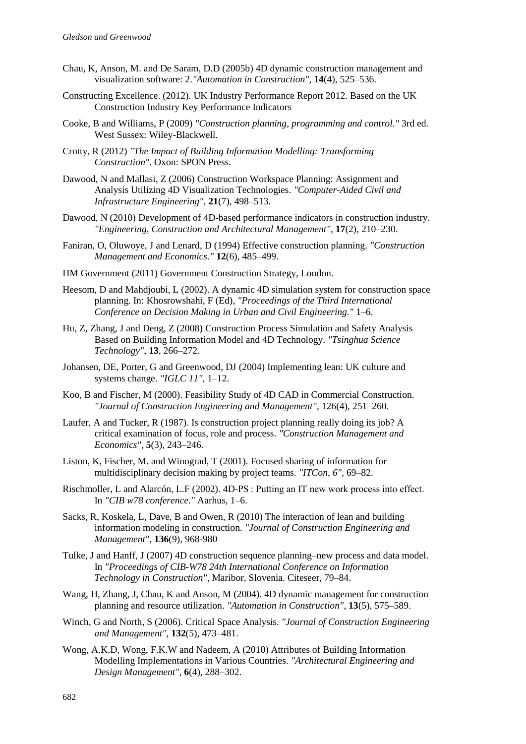Chau, K, Anson, M. and De Saram, D.D (2005b) 4D dynamic construction management and visualization software: 2.*"Automation in Construction"*, **14**(4), 525–536.

Constructing Excellence. (2012). UK Industry Performance Report 2012. Based on the UK Construction Industry Key Performance Indicators

Cooke, B and Williams, P (2009) *"Construction planning, programming and control."* 3rd ed. West Sussex: Wiley-Blackwell.

Crotty, R (2012) *"The Impact of Building Information Modelling: Transforming Construction"*. Oxon: SPON Press.

Dawood, N and Mallasi, Z (2006) Construction Workspace Planning: Assignment and Analysis Utilizing 4D Visualization Technologies. *"Computer-Aided Civil and Infrastructure Engineering"*, **21**(7), 498–513.

Dawood, N (2010) Development of 4D-based performance indicators in construction industry. *"Engineering, Construction and Architectural Management"*, **17**(2), 210–230.

Faniran, O, Oluwoye, J and Lenard, D (1994) Effective construction planning. *"Construction Management and Economics."* **12**(6), 485–499.

HM Government (2011) Government Construction Strategy, London.

Heesom, D and Mahdjoubi, L (2002). A dynamic 4D simulation system for construction space planning. In: Khosrowshahi, F (Ed), *"Proceedings of the Third International Conference on Decision Making in Urban and Civil Engineering."* 1–6.

Hu, Z, Zhang, J and Deng, Z (2008) Construction Process Simulation and Safety Analysis Based on Building Information Model and 4D Technology. *"Tsinghua Science Technology"*, **13**, 266–272.

Johansen, DE, Porter, G and Greenwood, DJ (2004) Implementing lean: UK culture and systems change. *"IGLC 11"*, 1–12.

Koo, B and Fischer, M (2000). Feasibility Study of 4D CAD in Commercial Construction. *"Journal of Construction Engineering and Management"*, 126(4), 251–260.

Laufer, A and Tucker, R (1987). Is construction project planning really doing its job? A critical examination of focus, role and process. *"Construction Management and Economics"*, **5**(3), 243–246.

Liston, K, Fischer, M. and Winograd, T (2001). Focused sharing of information for multidisciplinary decision making by project teams. *"ITCon, 6"*, 69–82.

Rischmoller, L and Alarcón, L.F (2002). 4D-PS : Putting an IT new work process into effect. In *"CIB w78 conference."* Aarhus, 1–6.

Sacks, R, Koskela, L, Dave, B and Owen, R (2010) The interaction of lean and building information modeling in construction. *"Journal of Construction Engineering and Management"*, **136**(9), 968-980

Tulke, J and Hanff, J (2007) 4D construction sequence planning–new process and data model. In *"Proceedings of CIB-W78 24th International Conference on Information Technology in Construction"*, Maribor, Slovenia. Citeseer, 79–84.

Wang, H, Zhang, J, Chau, K and Anson, M (2004). 4D dynamic management for construction planning and resource utilization. *"Automation in Construction"*, **13**(5), 575–589.

Winch, G and North, S (2006). Critical Space Analysis. *"Journal of Construction Engineering and Management"*, **132**(5), 473–481.

Wong, A.K.D, Wong, F.K.W and Nadeem, A (2010) Attributes of Building Information Modelling Implementations in Various Countries. *"Architectural Engineering and Design Management"*, **6**(4), 288–302.